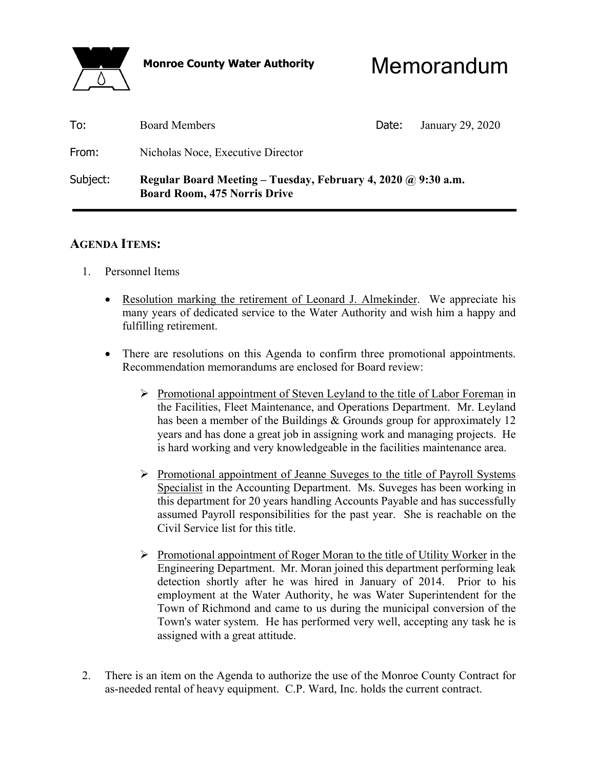**Monroe County Water Authority**

# Memorandum

| | | | |
|---|---|---|---|
| To: | Board Members | Date: | January 29, 2020 |
| From: | Nicholas Noce, Executive Director | | |
| Subject: | **Regular Board Meeting – Tuesday, February 4, 2020 @ 9:30 a.m. Board Room, 475 Norris Drive** | | |

---

## AGENDA ITEMS:

1. Personnel Items

   - Resolution marking the retirement of Leonard J. Almekinder. We appreciate his many years of dedicated service to the Water Authority and wish him a happy and fulfilling retirement.

   - There are resolutions on this Agenda to confirm three promotional appointments. Recommendation memorandums are enclosed for Board review:

     - Promotional appointment of Steven Leyland to the title of Labor Foreman in the Facilities, Fleet Maintenance, and Operations Department. Mr. Leyland has been a member of the Buildings & Grounds group for approximately 12 years and has done a great job in assigning work and managing projects. He is hard working and very knowledgeable in the facilities maintenance area.

     - Promotional appointment of Jeanne Suveges to the title of Payroll Systems Specialist in the Accounting Department. Ms. Suveges has been working in this department for 20 years handling Accounts Payable and has successfully assumed Payroll responsibilities for the past year. She is reachable on the Civil Service list for this title.

     - Promotional appointment of Roger Moran to the title of Utility Worker in the Engineering Department. Mr. Moran joined this department performing leak detection shortly after he was hired in January of 2014. Prior to his employment at the Water Authority, he was Water Superintendent for the Town of Richmond and came to us during the municipal conversion of the Town's water system. He has performed very well, accepting any task he is assigned with a great attitude.

2. There is an item on the Agenda to authorize the use of the Monroe County Contract for as-needed rental of heavy equipment. C.P. Ward, Inc. holds the current contract.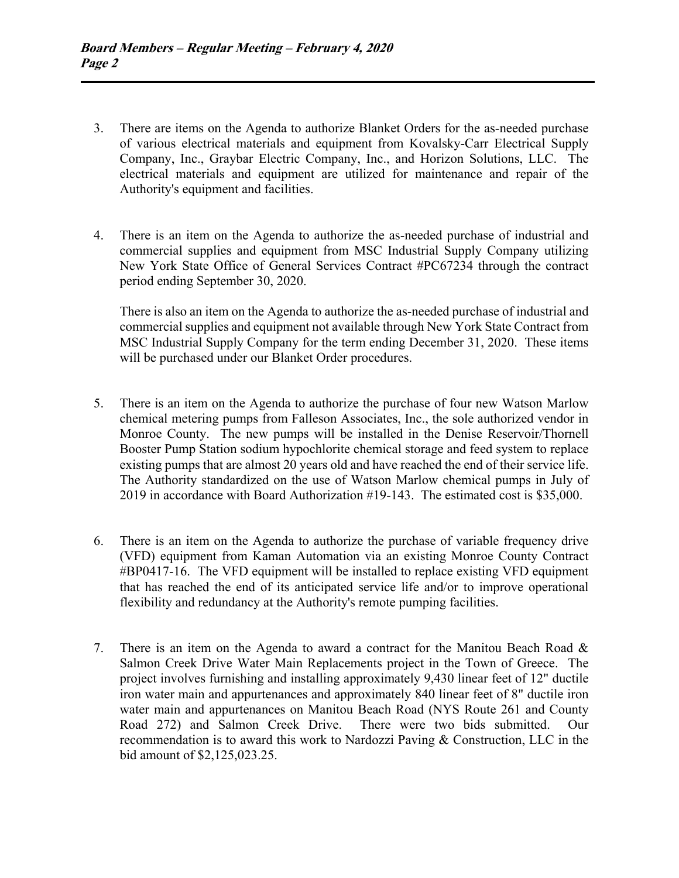3. There are items on the Agenda to authorize Blanket Orders for the as-needed purchase of various electrical materials and equipment from Kovalsky-Carr Electrical Supply Company, Inc., Graybar Electric Company, Inc., and Horizon Solutions, LLC. The electrical materials and equipment are utilized for maintenance and repair of the Authority's equipment and facilities.

4. There is an item on the Agenda to authorize the as-needed purchase of industrial and commercial supplies and equipment from MSC Industrial Supply Company utilizing New York State Office of General Services Contract #PC67234 through the contract period ending September 30, 2020.

   There is also an item on the Agenda to authorize the as-needed purchase of industrial and commercial supplies and equipment not available through New York State Contract from MSC Industrial Supply Company for the term ending December 31, 2020. These items will be purchased under our Blanket Order procedures.

5. There is an item on the Agenda to authorize the purchase of four new Watson Marlow chemical metering pumps from Falleson Associates, Inc., the sole authorized vendor in Monroe County. The new pumps will be installed in the Denise Reservoir/Thornell Booster Pump Station sodium hypochlorite chemical storage and feed system to replace existing pumps that are almost 20 years old and have reached the end of their service life. The Authority standardized on the use of Watson Marlow chemical pumps in July of 2019 in accordance with Board Authorization #19-143. The estimated cost is $35,000.

6. There is an item on the Agenda to authorize the purchase of variable frequency drive (VFD) equipment from Kaman Automation via an existing Monroe County Contract #BP0417-16. The VFD equipment will be installed to replace existing VFD equipment that has reached the end of its anticipated service life and/or to improve operational flexibility and redundancy at the Authority's remote pumping facilities.

7. There is an item on the Agenda to award a contract for the Manitou Beach Road & Salmon Creek Drive Water Main Replacements project in the Town of Greece. The project involves furnishing and installing approximately 9,430 linear feet of 12" ductile iron water main and appurtenances and approximately 840 linear feet of 8" ductile iron water main and appurtenances on Manitou Beach Road (NYS Route 261 and County Road 272) and Salmon Creek Drive. There were two bids submitted. Our recommendation is to award this work to Nardozzi Paving & Construction, LLC in the bid amount of $2,125,023.25.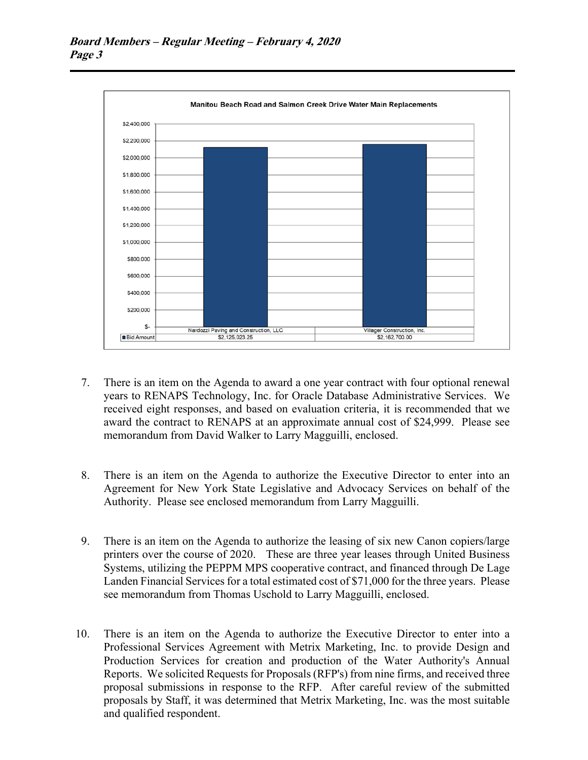**Manitou Beach Road and Salmon Creek Drive Water Main Replacements**

| | Nardozzi Paving and Construction, LLC | Villager Construction, Inc. |
|---|---|---|
| Bid Amount | $2,125,023.25 | $2,162,700.00 |

7. There is an item on the Agenda to award a one year contract with four optional renewal years to RENAPS Technology, Inc. for Oracle Database Administrative Services. We received eight responses, and based on evaluation criteria, it is recommended that we award the contract to RENAPS at an approximate annual cost of $24,999. Please see memorandum from David Walker to Larry Magguilli, enclosed.

8. There is an item on the Agenda to authorize the Executive Director to enter into an Agreement for New York State Legislative and Advocacy Services on behalf of the Authority. Please see enclosed memorandum from Larry Magguilli.

9. There is an item on the Agenda to authorize the leasing of six new Canon copiers/large printers over the course of 2020. These are three year leases through United Business Systems, utilizing the PEPPM MPS cooperative contract, and financed through De Lage Landen Financial Services for a total estimated cost of $71,000 for the three years. Please see memorandum from Thomas Uschold to Larry Magguilli, enclosed.

10. There is an item on the Agenda to authorize the Executive Director to enter into a Professional Services Agreement with Metrix Marketing, Inc. to provide Design and Production Services for creation and production of the Water Authority's Annual Reports. We solicited Requests for Proposals (RFP's) from nine firms, and received three proposal submissions in response to the RFP. After careful review of the submitted proposals by Staff, it was determined that Metrix Marketing, Inc. was the most suitable and qualified respondent.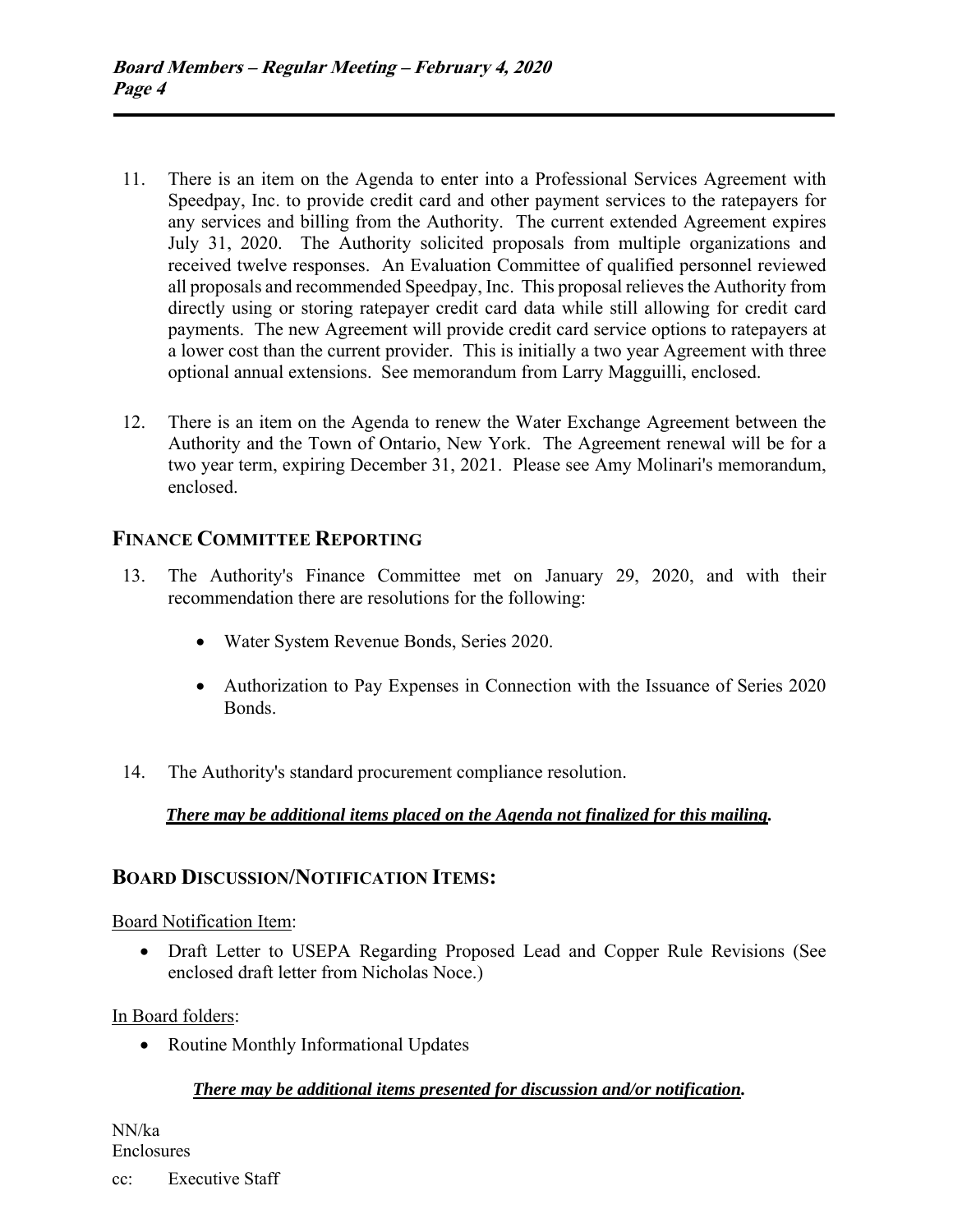11. There is an item on the Agenda to enter into a Professional Services Agreement with Speedpay, Inc. to provide credit card and other payment services to the ratepayers for any services and billing from the Authority. The current extended Agreement expires July 31, 2020. The Authority solicited proposals from multiple organizations and received twelve responses. An Evaluation Committee of qualified personnel reviewed all proposals and recommended Speedpay, Inc. This proposal relieves the Authority from directly using or storing ratepayer credit card data while still allowing for credit card payments. The new Agreement will provide credit card service options to ratepayers at a lower cost than the current provider. This is initially a two year Agreement with three optional annual extensions. See memorandum from Larry Magguilli, enclosed.

12. There is an item on the Agenda to renew the Water Exchange Agreement between the Authority and the Town of Ontario, New York. The Agreement renewal will be for a two year term, expiring December 31, 2021. Please see Amy Molinari's memorandum, enclosed.

## FINANCE COMMITTEE REPORTING

13. The Authority's Finance Committee met on January 29, 2020, and with their recommendation there are resolutions for the following:

    - Water System Revenue Bonds, Series 2020.

    - Authorization to Pay Expenses in Connection with the Issuance of Series 2020 Bonds.

14. The Authority's standard procurement compliance resolution.

***There may be additional items placed on the Agenda not finalized for this mailing.***

## BOARD DISCUSSION/NOTIFICATION ITEMS:

Board Notification Item:

- Draft Letter to USEPA Regarding Proposed Lead and Copper Rule Revisions (See enclosed draft letter from Nicholas Noce.)

In Board folders:

- Routine Monthly Informational Updates

***There may be additional items presented for discussion and/or notification.***

NN/ka
Enclosures

cc: Executive Staff